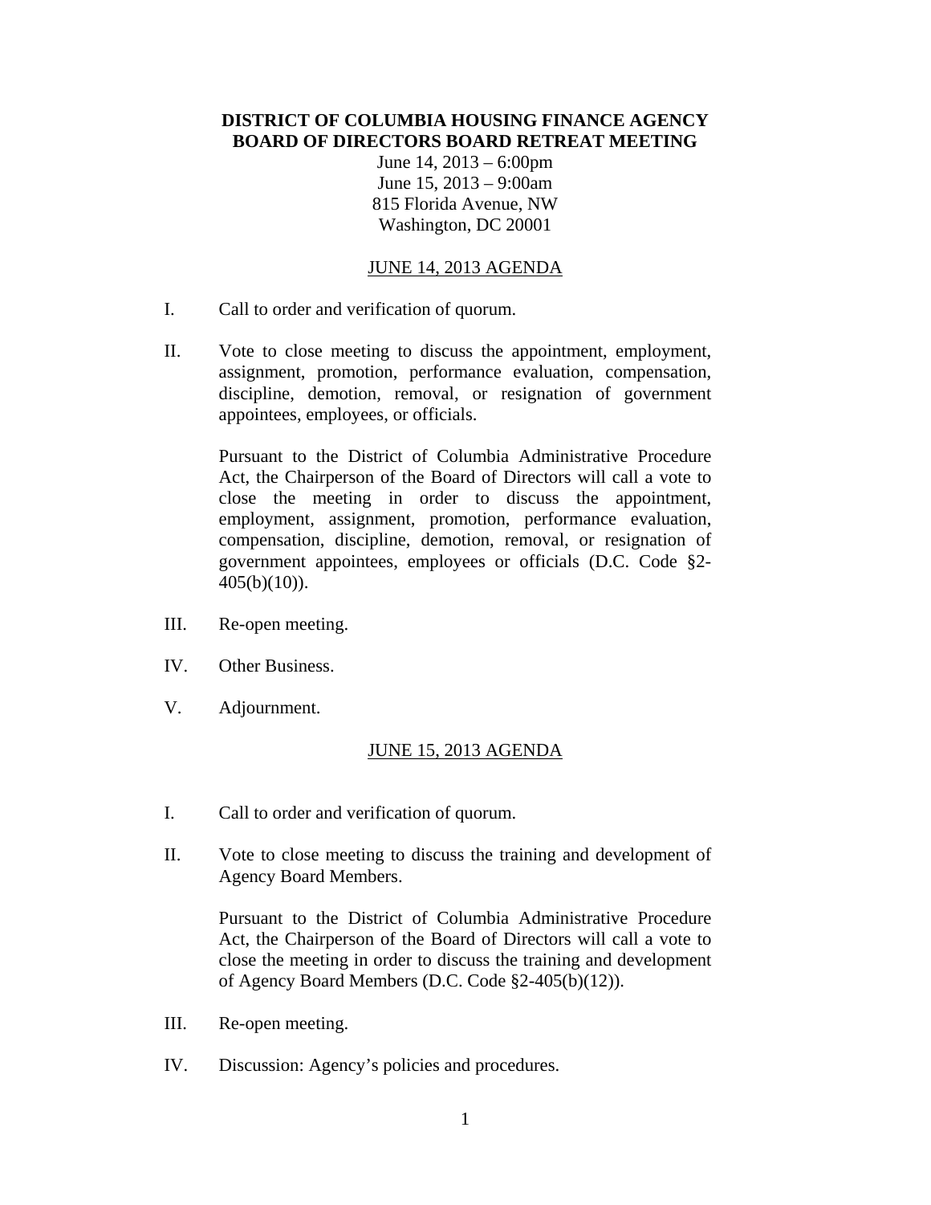# DISTRICT OF COLUMBIA HOUSING FINANCE AGENCY
# BOARD OF DIRECTORS BOARD RETREAT MEETING

June 14, 2013 – 6:00pm
June 15, 2013 – 9:00am
815 Florida Avenue, NW
Washington, DC 20001

## JUNE 14, 2013 AGENDA

I. Call to order and verification of quorum.

II. Vote to close meeting to discuss the appointment, employment, assignment, promotion, performance evaluation, compensation, discipline, demotion, removal, or resignation of government appointees, employees, or officials.

Pursuant to the District of Columbia Administrative Procedure Act, the Chairperson of the Board of Directors will call a vote to close the meeting in order to discuss the appointment, employment, assignment, promotion, performance evaluation, compensation, discipline, demotion, removal, or resignation of government appointees, employees or officials (D.C. Code §2-405(b)(10)).

III. Re-open meeting.

IV. Other Business.

V. Adjournment.

## JUNE 15, 2013 AGENDA

I. Call to order and verification of quorum.

II. Vote to close meeting to discuss the training and development of Agency Board Members.

Pursuant to the District of Columbia Administrative Procedure Act, the Chairperson of the Board of Directors will call a vote to close the meeting in order to discuss the training and development of Agency Board Members (D.C. Code §2-405(b)(12)).

III. Re-open meeting.

IV. Discussion: Agency's policies and procedures.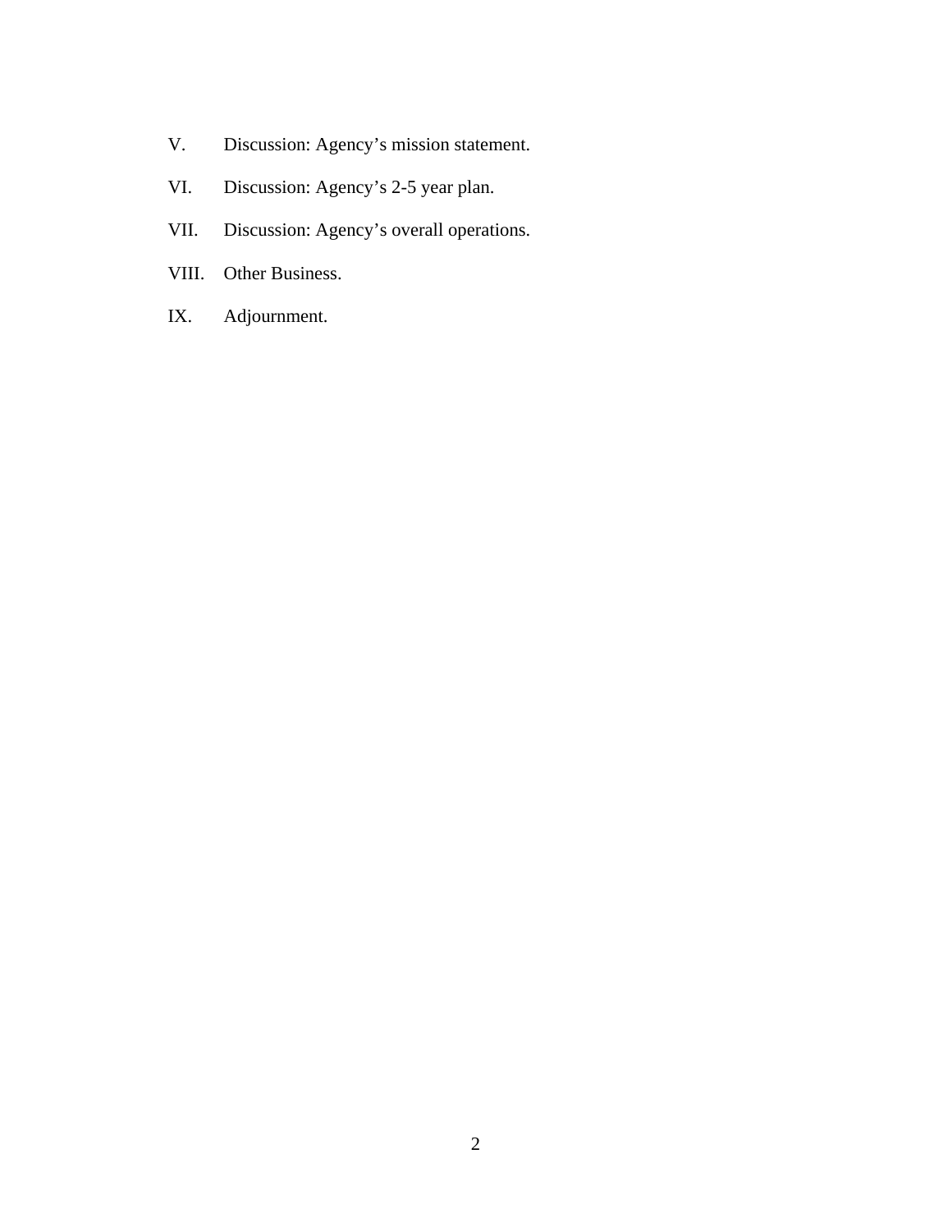V. Discussion: Agency’s mission statement.

VI. Discussion: Agency’s 2-5 year plan.

VII. Discussion: Agency’s overall operations.

VIII. Other Business.

IX. Adjournment.